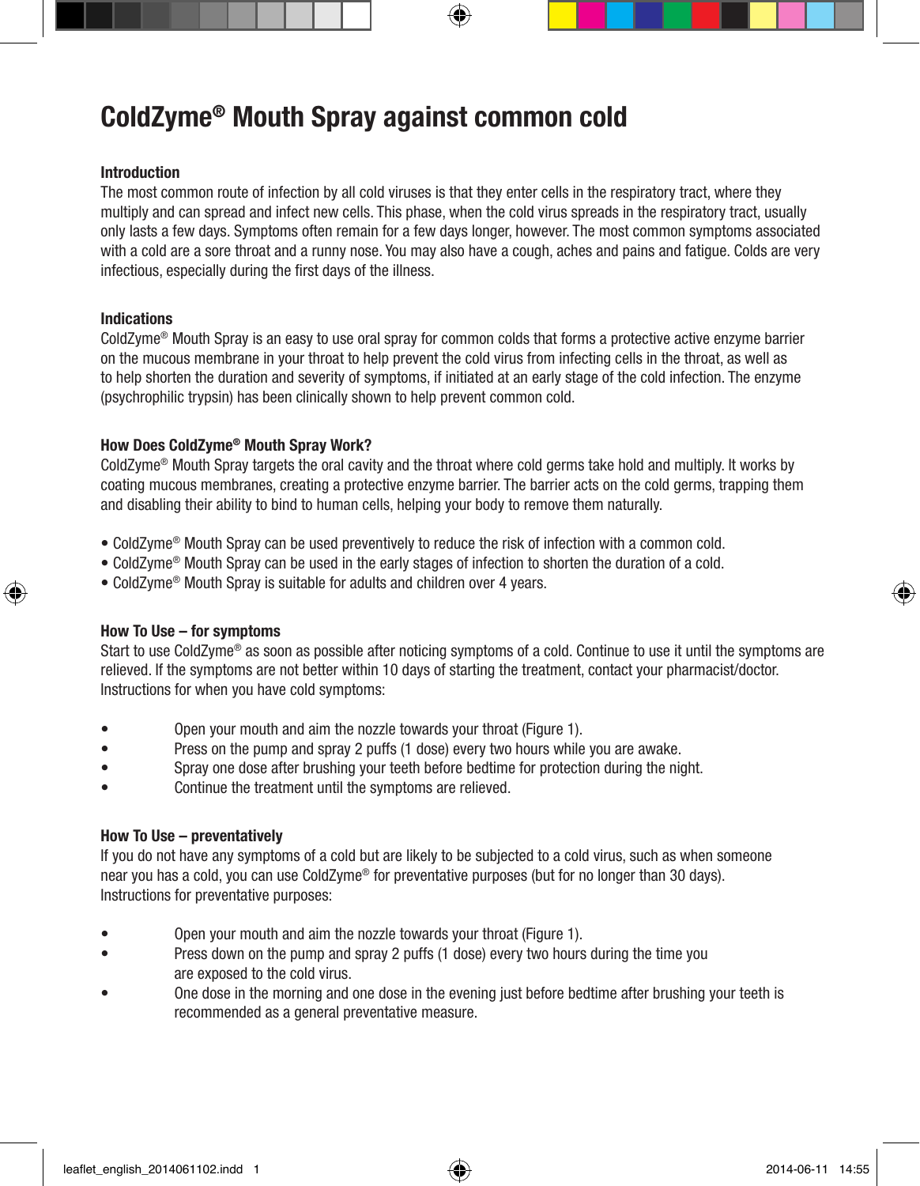# ColdZyme® Mouth Spray against common cold

## Introduction

The most common route of infection by all cold viruses is that they enter cells in the respiratory tract, where they multiply and can spread and infect new cells. This phase, when the cold virus spreads in the respiratory tract, usually only lasts a few days. Symptoms often remain for a few days longer, however. The most common symptoms associated with a cold are a sore throat and a runny nose. You may also have a cough, aches and pains and fatigue. Colds are very infectious, especially during the first days of the illness.

## Indications

ColdZyme® Mouth Spray is an easy to use oral spray for common colds that forms a protective active enzyme barrier on the mucous membrane in your throat to help prevent the cold virus from infecting cells in the throat, as well as to help shorten the duration and severity of symptoms, if initiated at an early stage of the cold infection. The enzyme (psychrophilic trypsin) has been clinically shown to help prevent common cold.

## How Does ColdZyme® Mouth Spray Work?

ColdZyme® Mouth Spray targets the oral cavity and the throat where cold germs take hold and multiply. It works by coating mucous membranes, creating a protective enzyme barrier. The barrier acts on the cold germs, trapping them and disabling their ability to bind to human cells, helping your body to remove them naturally.

- ColdZyme® Mouth Spray can be used preventively to reduce the risk of infection with a common cold.
- ColdZyme® Mouth Spray can be used in the early stages of infection to shorten the duration of a cold.
- ColdZyme® Mouth Spray is suitable for adults and children over 4 years.

## How To Use – for symptoms

Start to use ColdZyme® as soon as possible after noticing symptoms of a cold. Continue to use it until the symptoms are relieved. If the symptoms are not better within 10 days of starting the treatment, contact your pharmacist/doctor. Instructions for when you have cold symptoms:

- Open your mouth and aim the nozzle towards your throat (Figure 1).
- Press on the pump and spray 2 puffs (1 dose) every two hours while you are awake.
- Spray one dose after brushing your teeth before bedtime for protection during the night.
- Continue the treatment until the symptoms are relieved.

## How To Use – preventatively

If you do not have any symptoms of a cold but are likely to be subjected to a cold virus, such as when someone near you has a cold, you can use ColdZyme® for preventative purposes (but for no longer than 30 days). Instructions for preventative purposes:

- Open your mouth and aim the nozzle towards your throat (Figure 1).
- Press down on the pump and spray 2 puffs (1 dose) every two hours during the time you are exposed to the cold virus.
- One dose in the morning and one dose in the evening just before bedtime after brushing your teeth is recommended as a general preventative measure.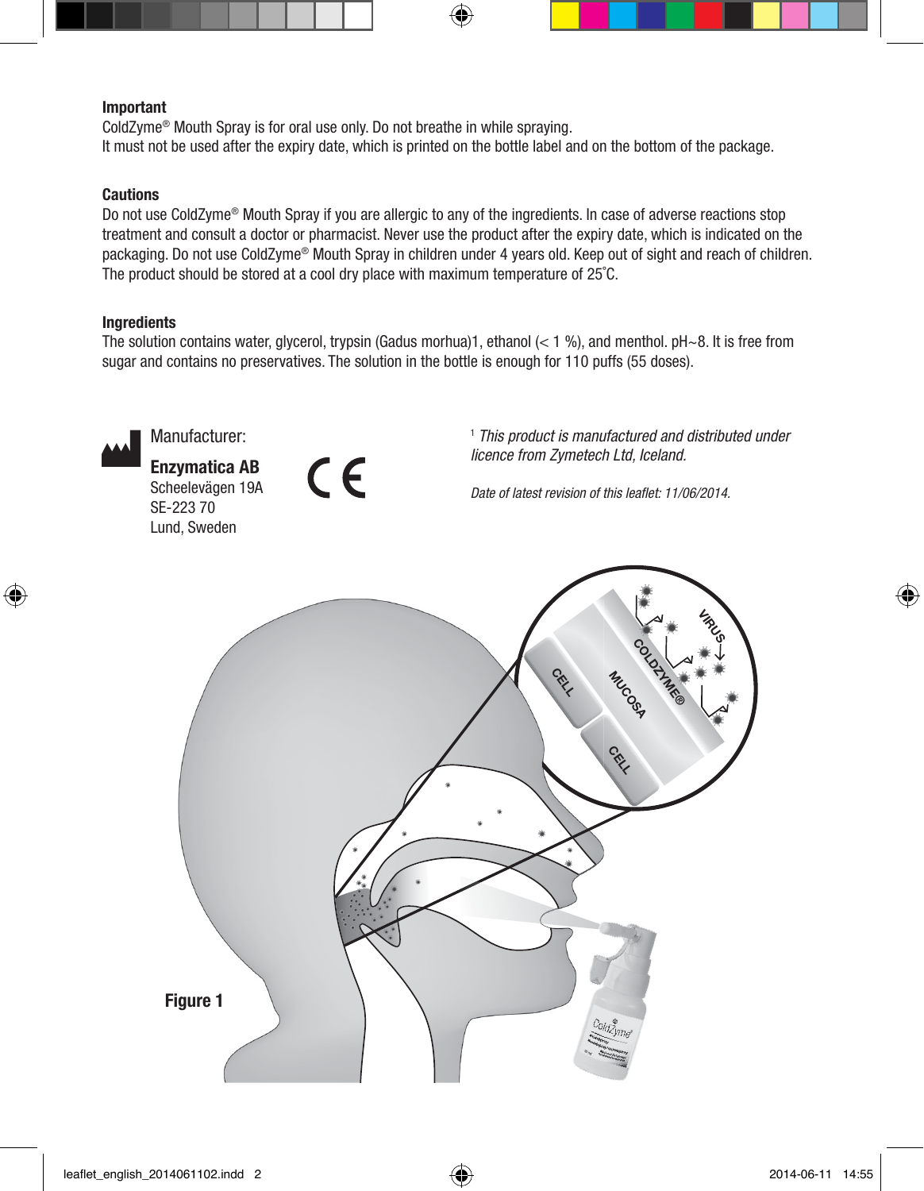## Important

ColdZyme® Mouth Spray is for oral use only. Do not breathe in while spraying.
It must not be used after the expiry date, which is printed on the bottle label and on the bottom of the package.

## Cautions

Do not use ColdZyme® Mouth Spray if you are allergic to any of the ingredients. In case of adverse reactions stop treatment and consult a doctor or pharmacist. Never use the product after the expiry date, which is indicated on the packaging. Do not use ColdZyme® Mouth Spray in children under 4 years old. Keep out of sight and reach of children. The product should be stored at a cool dry place with maximum temperature of 25°C.

## Ingredients

The solution contains water, glycerol, trypsin (Gadus morhua)1, ethanol (< 1 %), and menthol. pH~8. It is free from sugar and contains no preservatives. The solution in the bottle is enough for 110 puffs (55 doses).

Manufacturer:

**Enzymatica AB**
Scheelevägen 19A
SE-223 70
Lund, Sweden

CE

[1] *This product is manufactured and distributed under licence from Zymetech Ltd, Iceland.*

*Date of latest revision of this leaflet: 11/06/2014.*

VIRUS
COLDZYME®
MUCOSA
CELL
CELL

**Figure 1**